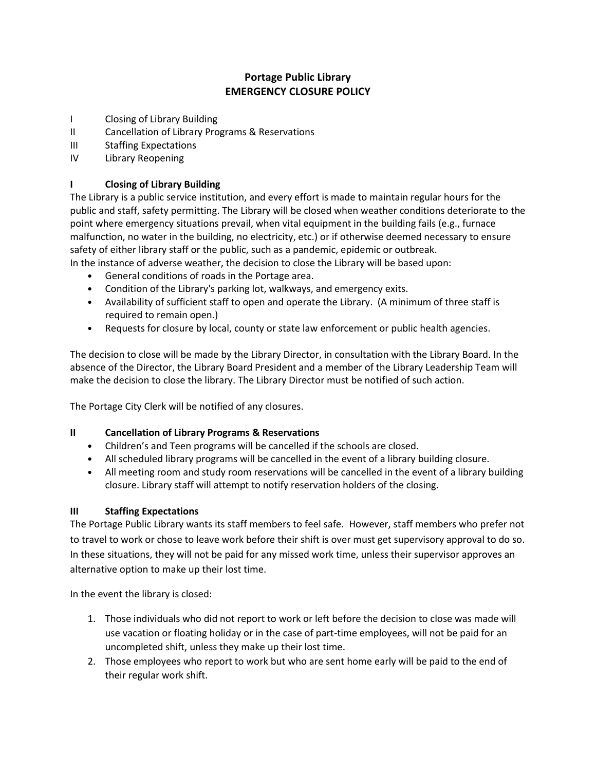# Portage Public Library
# EMERGENCY CLOSURE POLICY

I Closing of Library Building
II Cancellation of Library Programs & Reservations
III Staffing Expectations
IV Library Reopening

## I Closing of Library Building

The Library is a public service institution, and every effort is made to maintain regular hours for the public and staff, safety permitting. The Library will be closed when weather conditions deteriorate to the point where emergency situations prevail, when vital equipment in the building fails (e.g., furnace malfunction, no water in the building, no electricity, etc.) or if otherwise deemed necessary to ensure safety of either library staff or the public, such as a pandemic, epidemic or outbreak.

In the instance of adverse weather, the decision to close the Library will be based upon:

- General conditions of roads in the Portage area.
- Condition of the Library's parking lot, walkways, and emergency exits.
- Availability of sufficient staff to open and operate the Library. (A minimum of three staff is required to remain open.)
- Requests for closure by local, county or state law enforcement or public health agencies.

The decision to close will be made by the Library Director, in consultation with the Library Board. In the absence of the Director, the Library Board President and a member of the Library Leadership Team will make the decision to close the library. The Library Director must be notified of such action.

The Portage City Clerk will be notified of any closures.

## II Cancellation of Library Programs & Reservations

- Children's and Teen programs will be cancelled if the schools are closed.
- All scheduled library programs will be cancelled in the event of a library building closure.
- All meeting room and study room reservations will be cancelled in the event of a library building closure. Library staff will attempt to notify reservation holders of the closing.

## III Staffing Expectations

The Portage Public Library wants its staff members to feel safe. However, staff members who prefer not to travel to work or chose to leave work before their shift is over must get supervisory approval to do so. In these situations, they will not be paid for any missed work time, unless their supervisor approves an alternative option to make up their lost time.

In the event the library is closed:

1. Those individuals who did not report to work or left before the decision to close was made will use vacation or floating holiday or in the case of part-time employees, will not be paid for an uncompleted shift, unless they make up their lost time.
2. Those employees who report to work but who are sent home early will be paid to the end of their regular work shift.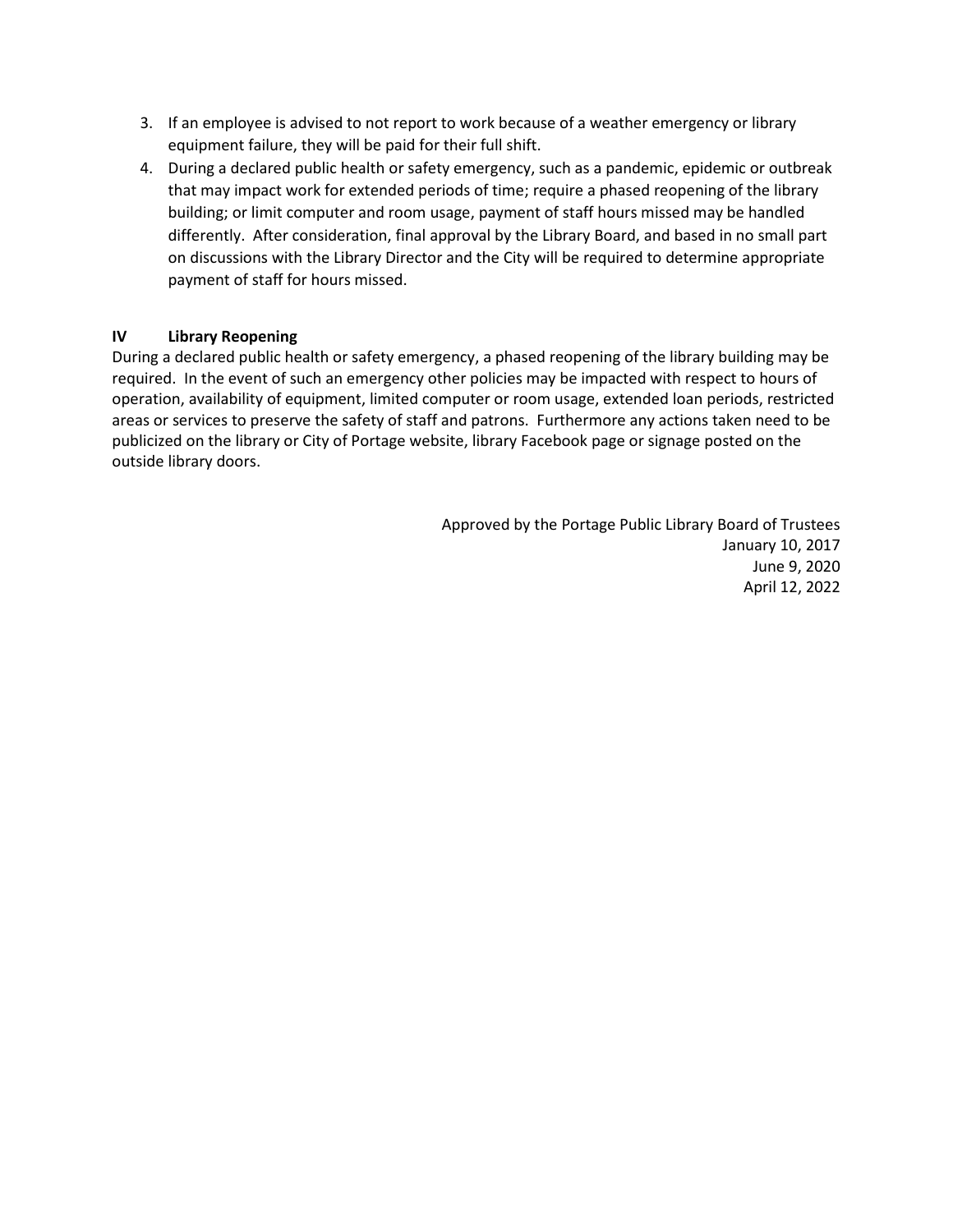3. If an employee is advised to not report to work because of a weather emergency or library equipment failure, they will be paid for their full shift.
4. During a declared public health or safety emergency, such as a pandemic, epidemic or outbreak that may impact work for extended periods of time; require a phased reopening of the library building; or limit computer and room usage, payment of staff hours missed may be handled differently. After consideration, final approval by the Library Board, and based in no small part on discussions with the Library Director and the City will be required to determine appropriate payment of staff for hours missed.

## IV Library Reopening

During a declared public health or safety emergency, a phased reopening of the library building may be required. In the event of such an emergency other policies may be impacted with respect to hours of operation, availability of equipment, limited computer or room usage, extended loan periods, restricted areas or services to preserve the safety of staff and patrons. Furthermore any actions taken need to be publicized on the library or City of Portage website, library Facebook page or signage posted on the outside library doors.

Approved by the Portage Public Library Board of Trustees
January 10, 2017
June 9, 2020
April 12, 2022